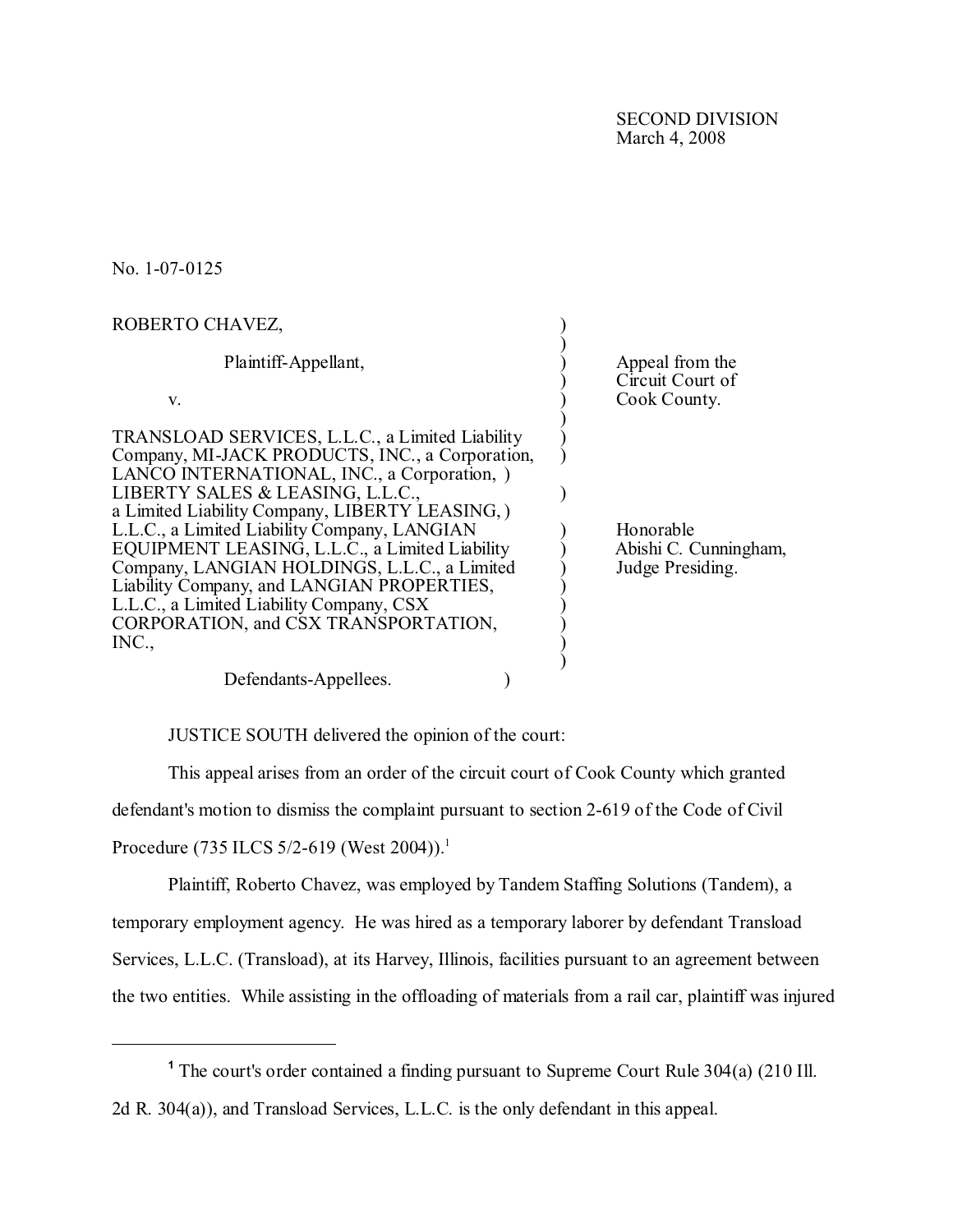SECOND DIVISION
March 4, 2008

No. 1-07-0125

| | | |
|---|---|---|
| ROBERTO CHAVEZ,<br><br>Plaintiff-Appellant,<br><br>v.<br><br>TRANSLOAD SERVICES, L.L.C., a Limited Liability Company, MI-JACK PRODUCTS, INC., a Corporation, LANCO INTERNATIONAL, INC., a Corporation, LIBERTY SALES & LEASING, L.L.C., a Limited Liability Company, LIBERTY LEASING, L.L.C., a Limited Liability Company, LANGIAN EQUIPMENT LEASING, L.L.C., a Limited Liability Company, LANGIAN HOLDINGS, L.L.C., a Limited Liability Company, and LANGIAN PROPERTIES, L.L.C., a Limited Liability Company, CSX CORPORATION, and CSX TRANSPORTATION, INC.,<br><br>Defendants-Appellees. | ) | Appeal from the Circuit Court of Cook County.<br><br>Honorable Abishi C. Cunningham, Judge Presiding. |

JUSTICE SOUTH delivered the opinion of the court:

This appeal arises from an order of the circuit court of Cook County which granted defendant's motion to dismiss the complaint pursuant to section 2-619 of the Code of Civil Procedure (735 ILCS 5/2-619 (West 2004)).[1]

Plaintiff, Roberto Chavez, was employed by Tandem Staffing Solutions (Tandem), a temporary employment agency. He was hired as a temporary laborer by defendant Transload Services, L.L.C. (Transload), at its Harvey, Illinois, facilities pursuant to an agreement between the two entities. While assisting in the offloading of materials from a rail car, plaintiff was injured

---

[1] The court's order contained a finding pursuant to Supreme Court Rule 304(a) (210 Ill. 2d R. 304(a)), and Transload Services, L.L.C. is the only defendant in this appeal.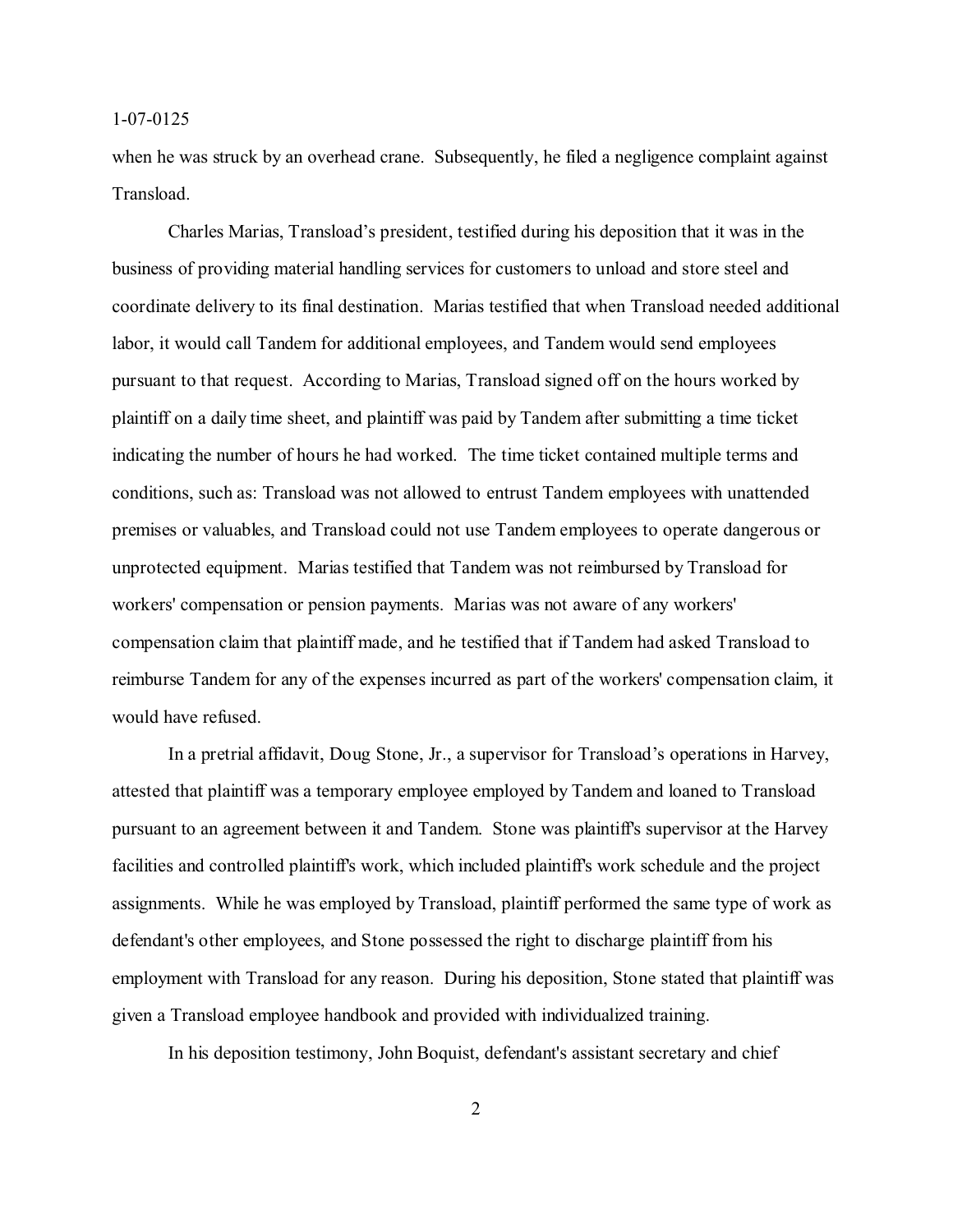when he was struck by an overhead crane. Subsequently, he filed a negligence complaint against Transload.

Charles Marias, Transload's president, testified during his deposition that it was in the business of providing material handling services for customers to unload and store steel and coordinate delivery to its final destination. Marias testified that when Transload needed additional labor, it would call Tandem for additional employees, and Tandem would send employees pursuant to that request. According to Marias, Transload signed off on the hours worked by plaintiff on a daily time sheet, and plaintiff was paid by Tandem after submitting a time ticket indicating the number of hours he had worked. The time ticket contained multiple terms and conditions, such as: Transload was not allowed to entrust Tandem employees with unattended premises or valuables, and Transload could not use Tandem employees to operate dangerous or unprotected equipment. Marias testified that Tandem was not reimbursed by Transload for workers' compensation or pension payments. Marias was not aware of any workers' compensation claim that plaintiff made, and he testified that if Tandem had asked Transload to reimburse Tandem for any of the expenses incurred as part of the workers' compensation claim, it would have refused.

In a pretrial affidavit, Doug Stone, Jr., a supervisor for Transload's operations in Harvey, attested that plaintiff was a temporary employee employed by Tandem and loaned to Transload pursuant to an agreement between it and Tandem. Stone was plaintiff's supervisor at the Harvey facilities and controlled plaintiff's work, which included plaintiff's work schedule and the project assignments. While he was employed by Transload, plaintiff performed the same type of work as defendant's other employees, and Stone possessed the right to discharge plaintiff from his employment with Transload for any reason. During his deposition, Stone stated that plaintiff was given a Transload employee handbook and provided with individualized training.

In his deposition testimony, John Boquist, defendant's assistant secretary and chief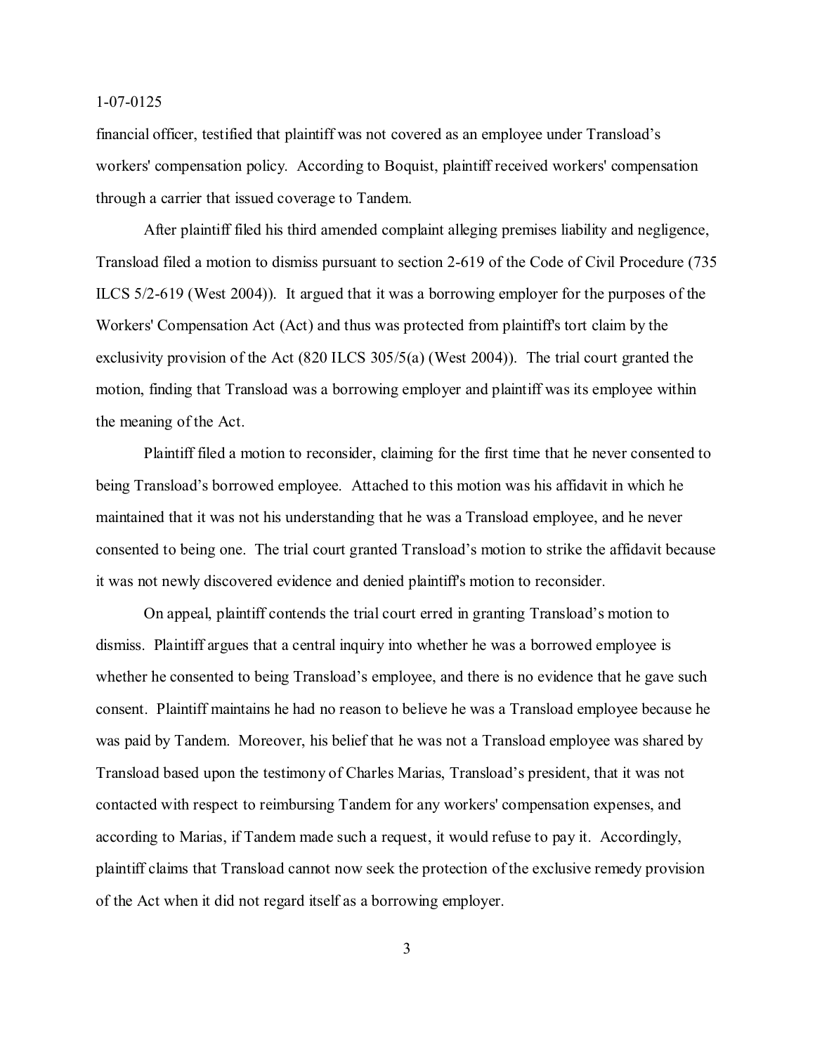financial officer, testified that plaintiff was not covered as an employee under Transload's workers' compensation policy. According to Boquist, plaintiff received workers' compensation through a carrier that issued coverage to Tandem.

After plaintiff filed his third amended complaint alleging premises liability and negligence, Transload filed a motion to dismiss pursuant to section 2-619 of the Code of Civil Procedure (735 ILCS 5/2-619 (West 2004)). It argued that it was a borrowing employer for the purposes of the Workers' Compensation Act (Act) and thus was protected from plaintiff's tort claim by the exclusivity provision of the Act (820 ILCS 305/5(a) (West 2004)). The trial court granted the motion, finding that Transload was a borrowing employer and plaintiff was its employee within the meaning of the Act.

Plaintiff filed a motion to reconsider, claiming for the first time that he never consented to being Transload's borrowed employee. Attached to this motion was his affidavit in which he maintained that it was not his understanding that he was a Transload employee, and he never consented to being one. The trial court granted Transload's motion to strike the affidavit because it was not newly discovered evidence and denied plaintiff's motion to reconsider.

On appeal, plaintiff contends the trial court erred in granting Transload's motion to dismiss. Plaintiff argues that a central inquiry into whether he was a borrowed employee is whether he consented to being Transload's employee, and there is no evidence that he gave such consent. Plaintiff maintains he had no reason to believe he was a Transload employee because he was paid by Tandem. Moreover, his belief that he was not a Transload employee was shared by Transload based upon the testimony of Charles Marias, Transload's president, that it was not contacted with respect to reimbursing Tandem for any workers' compensation expenses, and according to Marias, if Tandem made such a request, it would refuse to pay it. Accordingly, plaintiff claims that Transload cannot now seek the protection of the exclusive remedy provision of the Act when it did not regard itself as a borrowing employer.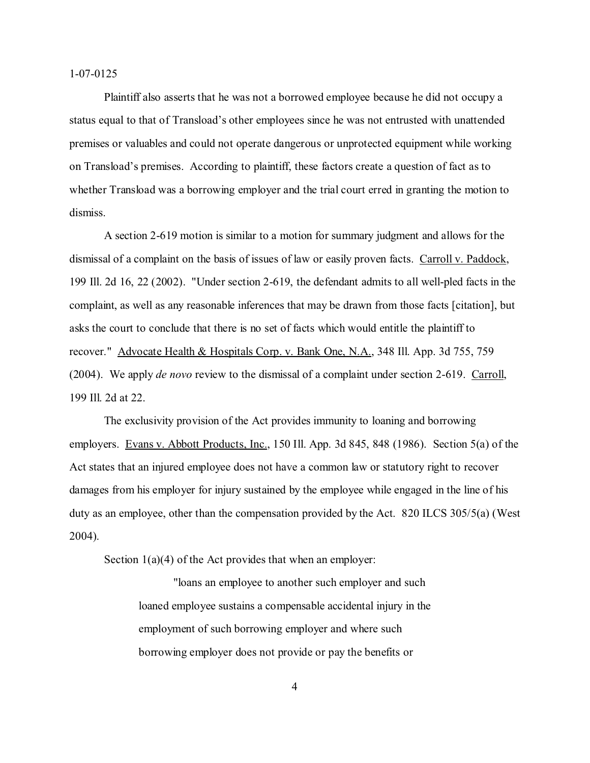Plaintiff also asserts that he was not a borrowed employee because he did not occupy a status equal to that of Transload's other employees since he was not entrusted with unattended premises or valuables and could not operate dangerous or unprotected equipment while working on Transload's premises. According to plaintiff, these factors create a question of fact as to whether Transload was a borrowing employer and the trial court erred in granting the motion to dismiss.

A section 2-619 motion is similar to a motion for summary judgment and allows for the dismissal of a complaint on the basis of issues of law or easily proven facts. Carroll v. Paddock, 199 Ill. 2d 16, 22 (2002). "Under section 2-619, the defendant admits to all well-pled facts in the complaint, as well as any reasonable inferences that may be drawn from those facts [citation], but asks the court to conclude that there is no set of facts which would entitle the plaintiff to recover." Advocate Health & Hospitals Corp. v. Bank One, N.A., 348 Ill. App. 3d 755, 759 (2004). We apply *de novo* review to the dismissal of a complaint under section 2-619. Carroll, 199 Ill. 2d at 22.

The exclusivity provision of the Act provides immunity to loaning and borrowing employers. Evans v. Abbott Products, Inc., 150 Ill. App. 3d 845, 848 (1986). Section 5(a) of the Act states that an injured employee does not have a common law or statutory right to recover damages from his employer for injury sustained by the employee while engaged in the line of his duty as an employee, other than the compensation provided by the Act. 820 ILCS 305/5(a) (West 2004).

Section 1(a)(4) of the Act provides that when an employer:

> "loans an employee to another such employer and such loaned employee sustains a compensable accidental injury in the employment of such borrowing employer and where such borrowing employer does not provide or pay the benefits or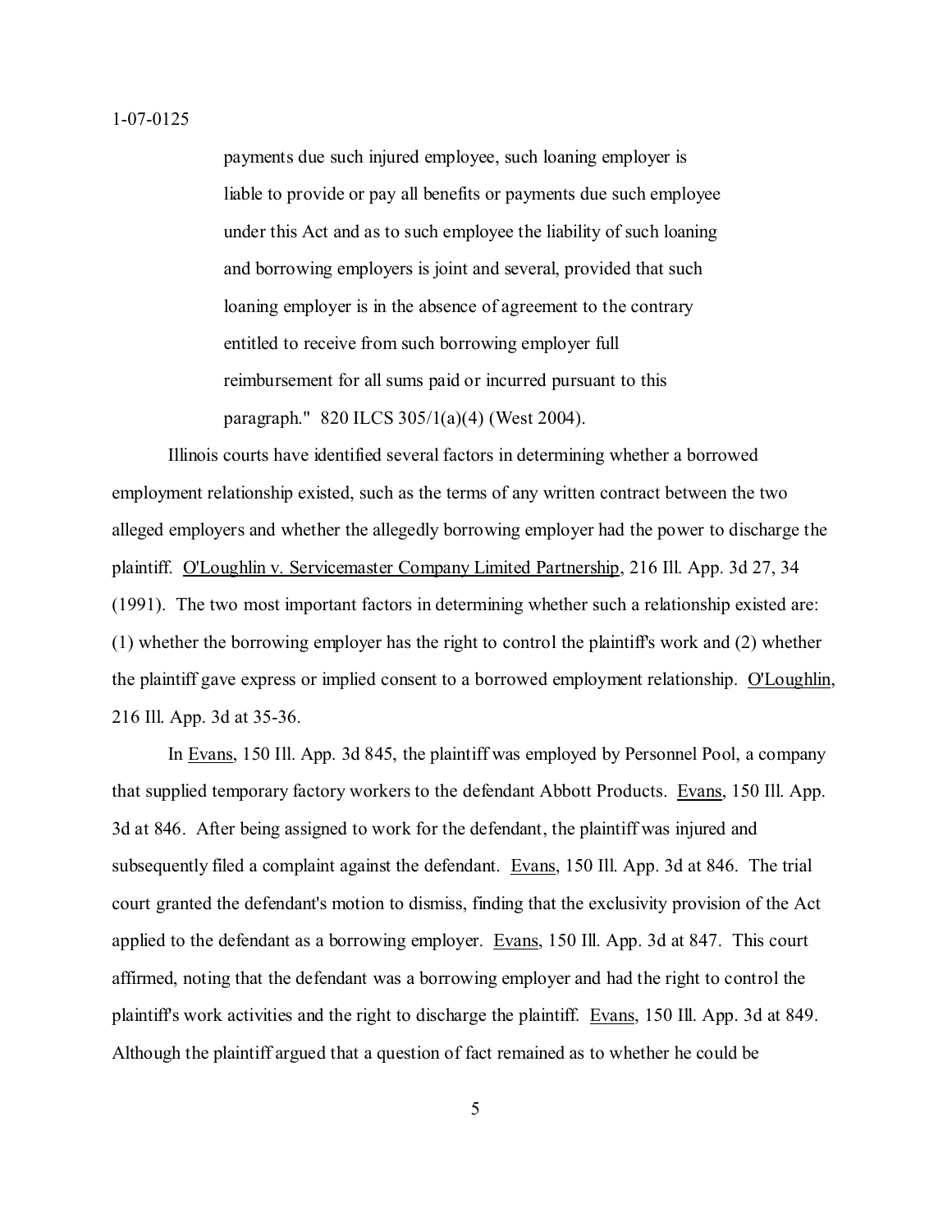> payments due such injured employee, such loaning employer is liable to provide or pay all benefits or payments due such employee under this Act and as to such employee the liability of such loaning and borrowing employers is joint and several, provided that such loaning employer is in the absence of agreement to the contrary entitled to receive from such borrowing employer full reimbursement for all sums paid or incurred pursuant to this paragraph." 820 ILCS 305/1(a)(4) (West 2004).

Illinois courts have identified several factors in determining whether a borrowed employment relationship existed, such as the terms of any written contract between the two alleged employers and whether the allegedly borrowing employer had the power to discharge the plaintiff. O'Loughlin v. Servicemaster Company Limited Partnership, 216 Ill. App. 3d 27, 34 (1991). The two most important factors in determining whether such a relationship existed are: (1) whether the borrowing employer has the right to control the plaintiff's work and (2) whether the plaintiff gave express or implied consent to a borrowed employment relationship. O'Loughlin, 216 Ill. App. 3d at 35-36.

In Evans, 150 Ill. App. 3d 845, the plaintiff was employed by Personnel Pool, a company that supplied temporary factory workers to the defendant Abbott Products. Evans, 150 Ill. App. 3d at 846. After being assigned to work for the defendant, the plaintiff was injured and subsequently filed a complaint against the defendant. Evans, 150 Ill. App. 3d at 846. The trial court granted the defendant's motion to dismiss, finding that the exclusivity provision of the Act applied to the defendant as a borrowing employer. Evans, 150 Ill. App. 3d at 847. This court affirmed, noting that the defendant was a borrowing employer and had the right to control the plaintiff's work activities and the right to discharge the plaintiff. Evans, 150 Ill. App. 3d at 849. Although the plaintiff argued that a question of fact remained as to whether he could be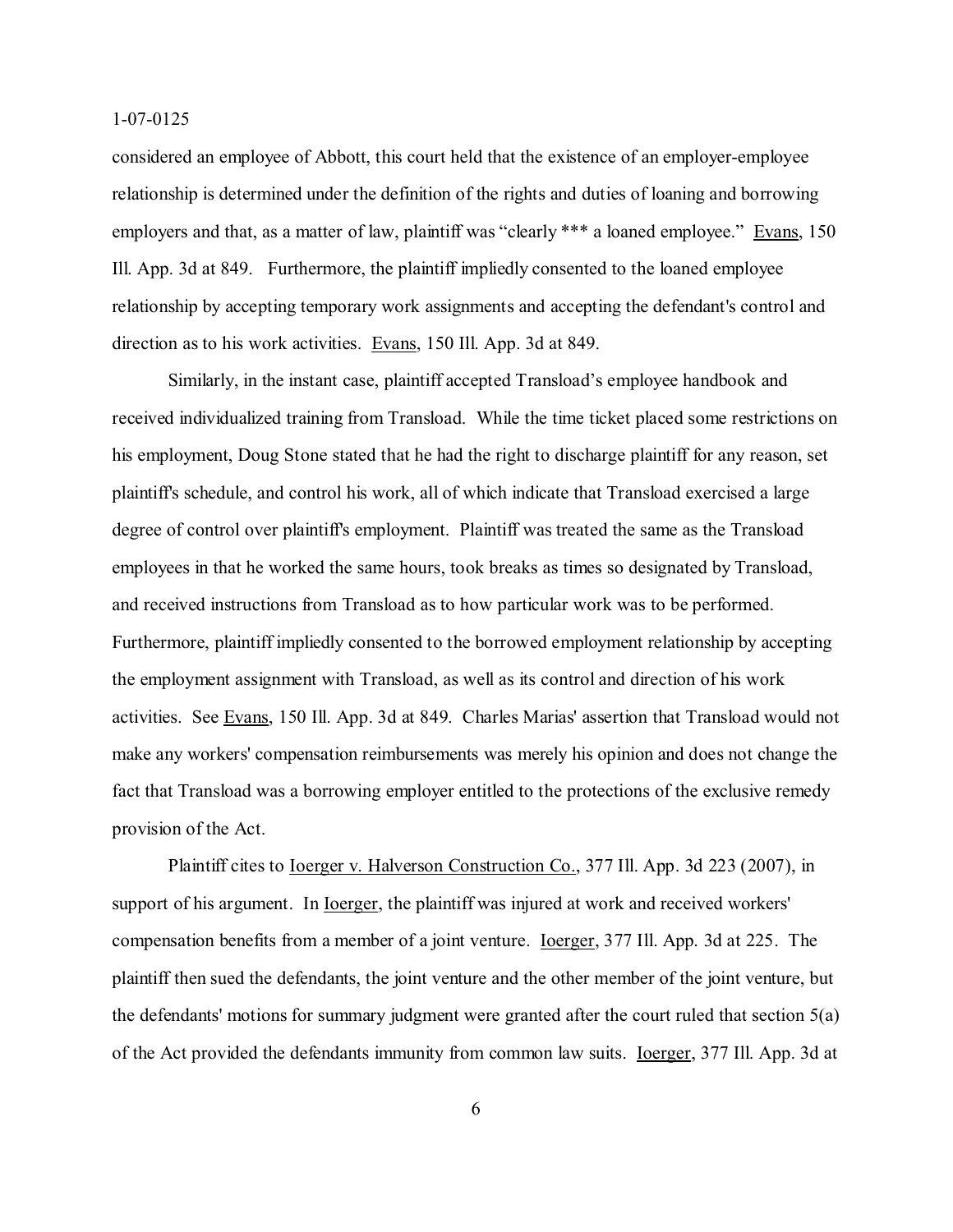considered an employee of Abbott, this court held that the existence of an employer-employee relationship is determined under the definition of the rights and duties of loaning and borrowing employers and that, as a matter of law, plaintiff was "clearly *** a loaned employee." Evans, 150 Ill. App. 3d at 849. Furthermore, the plaintiff impliedly consented to the loaned employee relationship by accepting temporary work assignments and accepting the defendant's control and direction as to his work activities. Evans, 150 Ill. App. 3d at 849.

Similarly, in the instant case, plaintiff accepted Transload's employee handbook and received individualized training from Transload. While the time ticket placed some restrictions on his employment, Doug Stone stated that he had the right to discharge plaintiff for any reason, set plaintiff's schedule, and control his work, all of which indicate that Transload exercised a large degree of control over plaintiff's employment. Plaintiff was treated the same as the Transload employees in that he worked the same hours, took breaks as times so designated by Transload, and received instructions from Transload as to how particular work was to be performed. Furthermore, plaintiff impliedly consented to the borrowed employment relationship by accepting the employment assignment with Transload, as well as its control and direction of his work activities. See Evans, 150 Ill. App. 3d at 849. Charles Marias' assertion that Transload would not make any workers' compensation reimbursements was merely his opinion and does not change the fact that Transload was a borrowing employer entitled to the protections of the exclusive remedy provision of the Act.

Plaintiff cites to Ioerger v. Halverson Construction Co., 377 Ill. App. 3d 223 (2007), in support of his argument. In Ioerger, the plaintiff was injured at work and received workers' compensation benefits from a member of a joint venture. Ioerger, 377 Ill. App. 3d at 225. The plaintiff then sued the defendants, the joint venture and the other member of the joint venture, but the defendants' motions for summary judgment were granted after the court ruled that section 5(a) of the Act provided the defendants immunity from common law suits. Ioerger, 377 Ill. App. 3d at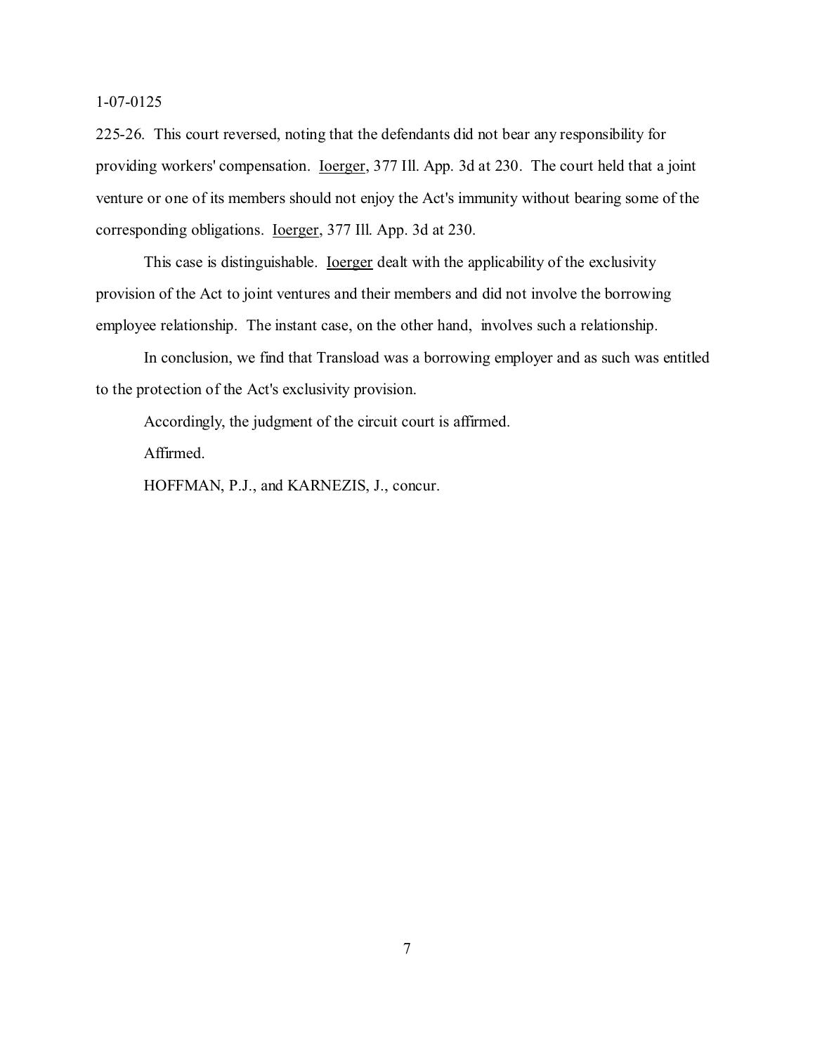225-26. This court reversed, noting that the defendants did not bear any responsibility for providing workers' compensation. Ioerger, 377 Ill. App. 3d at 230. The court held that a joint venture or one of its members should not enjoy the Act's immunity without bearing some of the corresponding obligations. Ioerger, 377 Ill. App. 3d at 230.

This case is distinguishable. Ioerger dealt with the applicability of the exclusivity provision of the Act to joint ventures and their members and did not involve the borrowing employee relationship. The instant case, on the other hand, involves such a relationship.

In conclusion, we find that Transload was a borrowing employer and as such was entitled to the protection of the Act's exclusivity provision.

Accordingly, the judgment of the circuit court is affirmed.

Affirmed.

HOFFMAN, P.J., and KARNEZIS, J., concur.